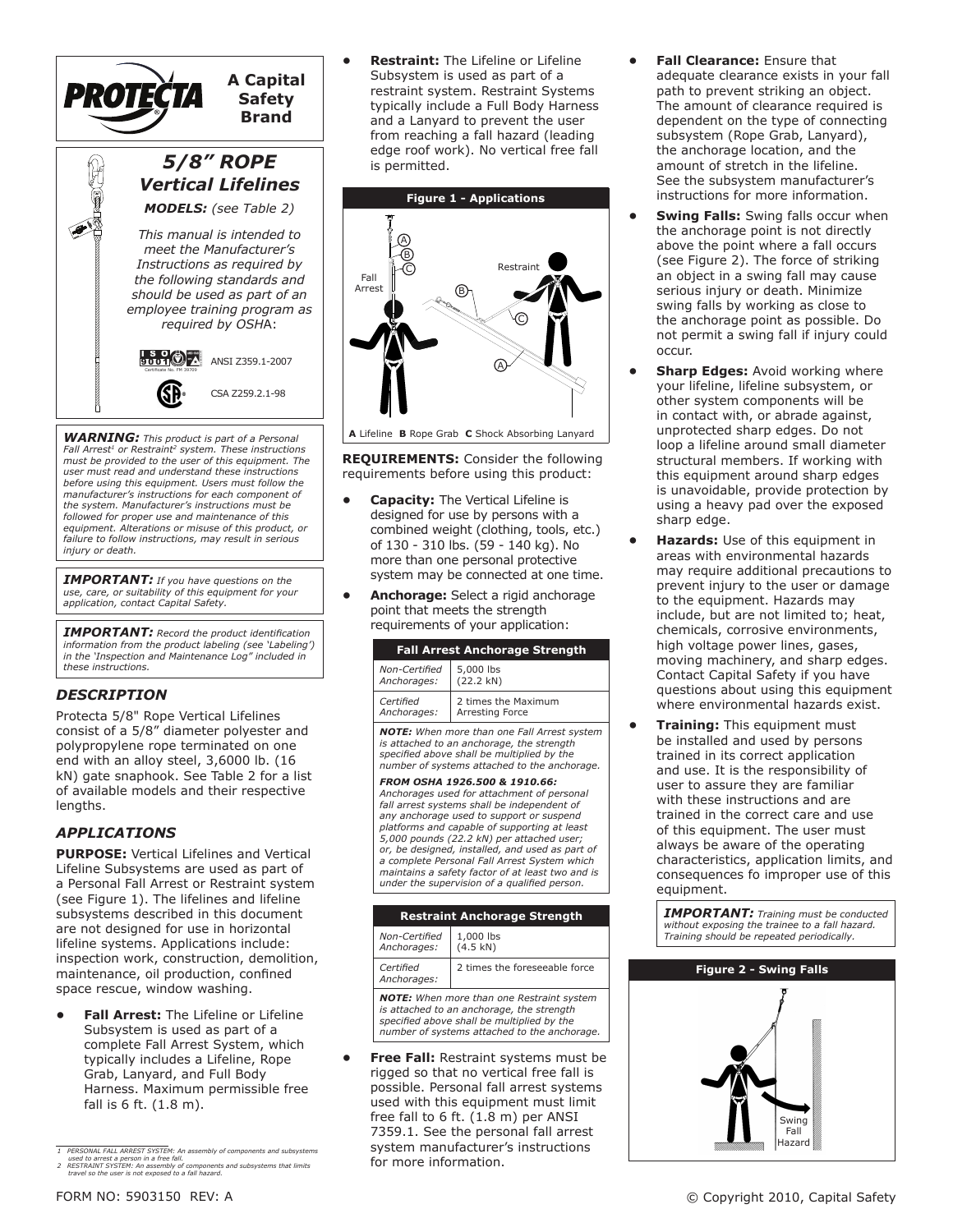**PROTECTA** — A Capital Safety Brand

# 5/8" ROPE Vertical Lifelines

***MODELS:** (see Table 2)*

*This manual is intended to meet the Manufacturer's Instructions as required by the following standards and should be used as part of an employee training program as required by OSHA:*

ANSI Z359.1-2007

CSA Z259.2.1-98

***WARNING:** This product is part of a Personal Fall Arrest[1] or Restraint[2] system. These instructions must be provided to the user of this equipment. The user must read and understand these instructions before using this equipment. Users must follow the manufacturer's instructions for each component of the system. Manufacturer's instructions must be followed for proper use and maintenance of this equipment. Alterations or misuse of this product, or failure to follow instructions, may result in serious injury or death.*

***IMPORTANT:** If you have questions on the use, care, or suitability of this equipment for your application, contact Capital Safety.*

***IMPORTANT:** Record the product identification information from the product labeling (see 'Labeling') in the 'Inspection and Maintenance Log" included in these instructions.*

## DESCRIPTION

Protecta 5/8" Rope Vertical Lifelines consist of a 5/8" diameter polyester and polypropylene rope terminated on one end with an alloy steel, 3,6000 lb. (16 kN) gate snaphook. See Table 2 for a list of available models and their respective lengths.

## APPLICATIONS

**PURPOSE:** Vertical Lifelines and Vertical Lifeline Subsystems are used as part of a Personal Fall Arrest or Restraint system (see Figure 1). The lifelines and lifeline subsystems described in this document are not designed for use in horizontal lifeline systems. Applications include: inspection work, construction, demolition, maintenance, oil production, confined space rescue, window washing.

- **Fall Arrest:** The Lifeline or Lifeline Subsystem is used as part of a complete Fall Arrest System, which typically includes a Lifeline, Rope Grab, Lanyard, and Full Body Harness. Maximum permissible free fall is 6 ft. (1.8 m).
- **Restraint:** The Lifeline or Lifeline Subsystem is used as part of a restraint system. Restraint Systems typically include a Full Body Harness and a Lanyard to prevent the user from reaching a fall hazard (leading edge roof work). No vertical free fall is permitted.

**Figure 1 - Applications**

**A** Lifeline **B** Rope Grab **C** Shock Absorbing Lanyard

**REQUIREMENTS:** Consider the following requirements before using this product:

- **Capacity:** The Vertical Lifeline is designed for use by persons with a combined weight (clothing, tools, etc.) of 130 - 310 lbs. (59 - 140 kg). No more than one personal protective system may be connected at one time.
- **Anchorage:** Select a rigid anchorage point that meets the strength requirements of your application:

| Fall Arrest Anchorage Strength | |
|---|---|
| *Non-Certified Anchorages:* | 5,000 lbs (22.2 kN) |
| *Certified Anchorages:* | 2 times the Maximum Arresting Force |

***NOTE:** When more than one Fall Arrest system is attached to an anchorage, the strength specified above shall be multiplied by the number of systems attached to the anchorage.*

***FROM OSHA 1926.500 & 1910.66:***
*Anchorages used for attachment of personal fall arrest systems shall be independent of any anchorage used to support or suspend platforms and capable of supporting at least 5,000 pounds (22.2 kN) per attached user; or, be designed, installed, and used as part of a complete Personal Fall Arrest System which maintains a safety factor of at least two and is under the supervision of a qualified person.*

| Restraint Anchorage Strength | |
|---|---|
| *Non-Certified Anchorages:* | 1,000 lbs (4.5 kN) |
| *Certified Anchorages:* | 2 times the foreseeable force |

***NOTE:** When more than one Restraint system is attached to an anchorage, the strength specified above shall be multiplied by the number of systems attached to the anchorage.*

- **Free Fall:** Restraint systems must be rigged so that no vertical free fall is possible. Personal fall arrest systems used with this equipment must limit free fall to 6 ft. (1.8 m) per ANSI 7359.1. See the personal fall arrest system manufacturer's instructions for more information.
- **Fall Clearance:** Ensure that adequate clearance exists in your fall path to prevent striking an object. The amount of clearance required is dependent on the type of connecting subsystem (Rope Grab, Lanyard), the anchorage location, and the amount of stretch in the lifeline. See the subsystem manufacturer's instructions for more information.
- **Swing Falls:** Swing falls occur when the anchorage point is not directly above the point where a fall occurs (see Figure 2). The force of striking an object in a swing fall may cause serious injury or death. Minimize swing falls by working as close to the anchorage point as possible. Do not permit a swing fall if injury could occur.
- **Sharp Edges:** Avoid working where your lifeline, lifeline subsystem, or other system components will be in contact with, or abrade against, unprotected sharp edges. Do not loop a lifeline around small diameter structural members. If working with this equipment around sharp edges is unavoidable, provide protection by using a heavy pad over the exposed sharp edge.
- **Hazards:** Use of this equipment in areas with environmental hazards may require additional precautions to prevent injury to the user or damage to the equipment. Hazards may include, but are not limited to; heat, chemicals, corrosive environments, high voltage power lines, gases, moving machinery, and sharp edges. Contact Capital Safety if you have questions about using this equipment where environmental hazards exist.
- **Training:** This equipment must be installed and used by persons trained in its correct application and use. It is the responsibility of user to assure they are familiar with these instructions and are trained in the correct care and use of this equipment. The user must always be aware of the operating characteristics, application limits, and consequences fo improper use of this equipment.

***IMPORTANT:** Training must be conducted without exposing the trainee to a fall hazard. Training should be repeated periodically.*

**Figure 2 - Swing Falls**

1 *PERSONAL FALL ARREST SYSTEM: An assembly of components and subsystems used to arrest a person in a free fall.*
2 *RESTRAINT SYSTEM: An assembly of components and subsystems that limits travel so the user is not exposed to a fall hazard.*

FORM NO: 5903150 REV: A

© Copyright 2010, Capital Safety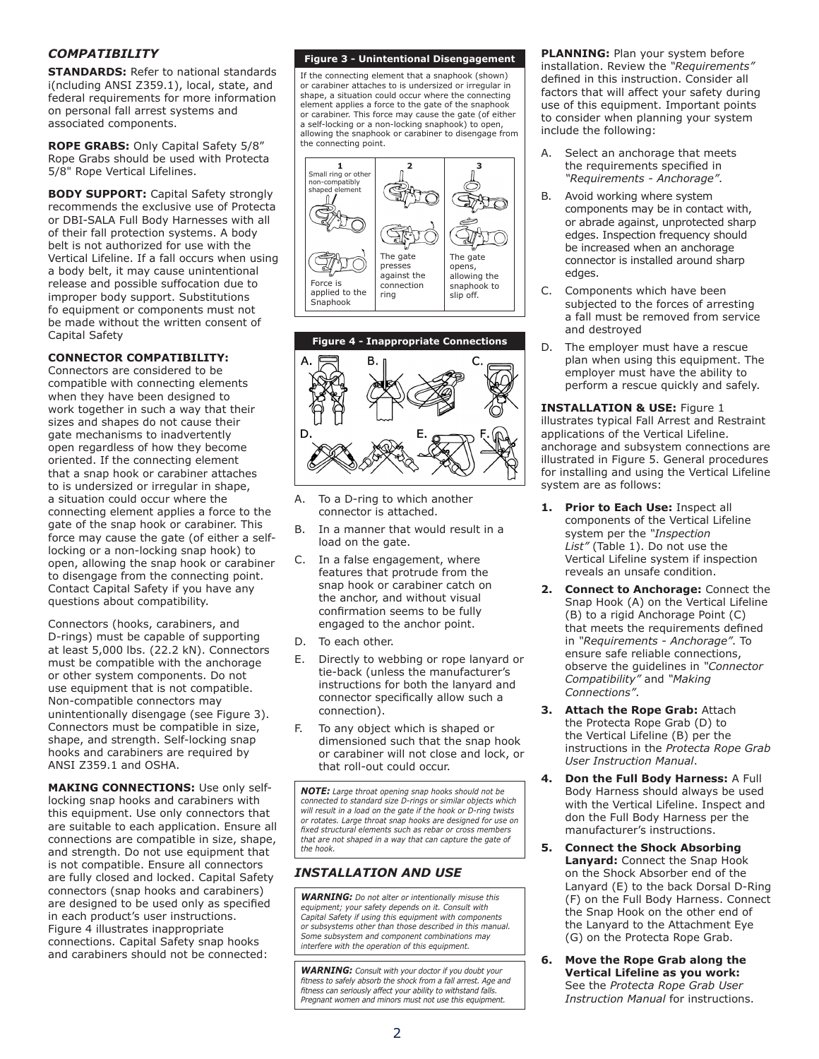## *COMPATIBILITY*

**STANDARDS:** Refer to national standards i(ncluding ANSI Z359.1), local, state, and federal requirements for more information on personal fall arrest systems and associated components.

**ROPE GRABS:** Only Capital Safety 5/8" Rope Grabs should be used with Protecta 5/8" Rope Vertical Lifelines.

**BODY SUPPORT:** Capital Safety strongly recommends the exclusive use of Protecta or DBI-SALA Full Body Harnesses with all of their fall protection systems. A body belt is not authorized for use with the Vertical Lifeline. If a fall occurs when using a body belt, it may cause unintentional release and possible suffocation due to improper body support. Substitutions fo equipment or components must not be made without the written consent of Capital Safety

**CONNECTOR COMPATIBILITY:** Connectors are considered to be compatible with connecting elements when they have been designed to work together in such a way that their sizes and shapes do not cause their gate mechanisms to inadvertently open regardless of how they become oriented. If the connecting element that a snap hook or carabiner attaches to is undersized or irregular in shape, a situation could occur where the connecting element applies a force to the gate of the snap hook or carabiner. This force may cause the gate (of either a self-locking or a non-locking snap hook) to open, allowing the snap hook or carabiner to disengage from the connecting point. Contact Capital Safety if you have any questions about compatibility.

Connectors (hooks, carabiners, and D-rings) must be capable of supporting at least 5,000 lbs. (22.2 kN). Connectors must be compatible with the anchorage or other system components. Do not use equipment that is not compatible. Non-compatible connectors may unintentionally disengage (see Figure 3). Connectors must be compatible in size, shape, and strength. Self-locking snap hooks and carabiners are required by ANSI Z359.1 and OSHA.

**MAKING CONNECTIONS:** Use only self-locking snap hooks and carabiners with this equipment. Use only connectors that are suitable to each application. Ensure all connections are compatible in size, shape, and strength. Do not use equipment that is not compatible. Ensure all connectors are fully closed and locked. Capital Safety connectors (snap hooks and carabiners) are designed to be used only as specified in each product's user instructions. Figure 4 illustrates inappropriate connections. Capital Safety snap hooks and carabiners should not be connected:

**Figure 3 - Unintentional Disengagement**

If the connecting element that a snaphook (shown) or carabiner attaches to is undersized or irregular in shape, a situation could occur where the connecting element applies a force to the gate of the snaphook or carabiner. This force may cause the gate (of either a self-locking or a non-locking snaphook) to open, allowing the snaphook or carabiner to disengage from the connecting point.

1. Small ring or other non-compatibly shaped element. Force is applied to the Snaphook
2. The gate presses against the connection ring
3. The gate opens, allowing the snaphook to slip off.

**Figure 4 - Inappropriate Connections**

A. To a D-ring to which another connector is attached.
B. In a manner that would result in a load on the gate.
C. In a false engagement, where features that protrude from the snap hook or carabiner catch on the anchor, and without visual confirmation seems to be fully engaged to the anchor point.
D. To each other.
E. Directly to webbing or rope lanyard or tie-back (unless the manufacturer's instructions for both the lanyard and connector specifically allow such a connection).
F. To any object which is shaped or dimensioned such that the snap hook or carabiner will not close and lock, or that roll-out could occur.

***NOTE:*** *Large throat opening snap hooks should not be connected to standard size D-rings or similar objects which will result in a load on the gate if the hook or D-ring twists or rotates. Large throat snap hooks are designed for use on fixed structural elements such as rebar or cross members that are not shaped in a way that can capture the gate of the hook.*

## *INSTALLATION AND USE*

***WARNING:*** *Do not alter or intentionally misuse this equipment; your safety depends on it. Consult with Capital Safety if using this equipment with components or subsystems other than those described in this manual. Some subsystem and component combinations may interfere with the operation of this equipment.*

***WARNING:*** *Consult with your doctor if you doubt your fitness to safely absorb the shock from a fall arrest. Age and fitness can seriously affect your ability to withstand falls. Pregnant women and minors must not use this equipment.*

**PLANNING:** Plan your system before installation. Review the *"Requirements"* defined in this instruction. Consider all factors that will affect your safety during use of this equipment. Important points to consider when planning your system include the following:

A. Select an anchorage that meets the requirements specified in *"Requirements - Anchorage"*.
B. Avoid working where system components may be in contact with, or abrade against, unprotected sharp edges. Inspection frequency should be increased when an anchorage connector is installed around sharp edges.
C. Components which have been subjected to the forces of arresting a fall must be removed from service and destroyed
D. The employer must have a rescue plan when using this equipment. The employer must have the ability to perform a rescue quickly and safely.

**INSTALLATION & USE:** Figure 1 illustrates typical Fall Arrest and Restraint applications of the Vertical Lifeline. anchorage and subsystem connections are illustrated in Figure 5. General procedures for installing and using the Vertical Lifeline system are as follows:

1. **Prior to Each Use:** Inspect all components of the Vertical Lifeline system per the *"Inspection List"* (Table 1). Do not use the Vertical Lifeline system if inspection reveals an unsafe condition.
2. **Connect to Anchorage:** Connect the Snap Hook (A) on the Vertical Lifeline (B) to a rigid Anchorage Point (C) that meets the requirements defined in *"Requirements - Anchorage"*. To ensure safe reliable connections, observe the guidelines in *"Connector Compatibility"* and *"Making Connections"*.
3. **Attach the Rope Grab:** Attach the Protecta Rope Grab (D) to the Vertical Lifeline (B) per the instructions in the *Protecta Rope Grab User Instruction Manual*.
4. **Don the Full Body Harness:** A Full Body Harness should always be used with the Vertical Lifeline. Inspect and don the Full Body Harness per the manufacturer's instructions.
5. **Connect the Shock Absorbing Lanyard:** Connect the Snap Hook on the Shock Absorber end of the Lanyard (E) to the back Dorsal D-Ring (F) on the Full Body Harness. Connect the Snap Hook on the other end of the Lanyard to the Attachment Eye (G) on the Protecta Rope Grab.
6. **Move the Rope Grab along the Vertical Lifeline as you work:** See the *Protecta Rope Grab User Instruction Manual* for instructions.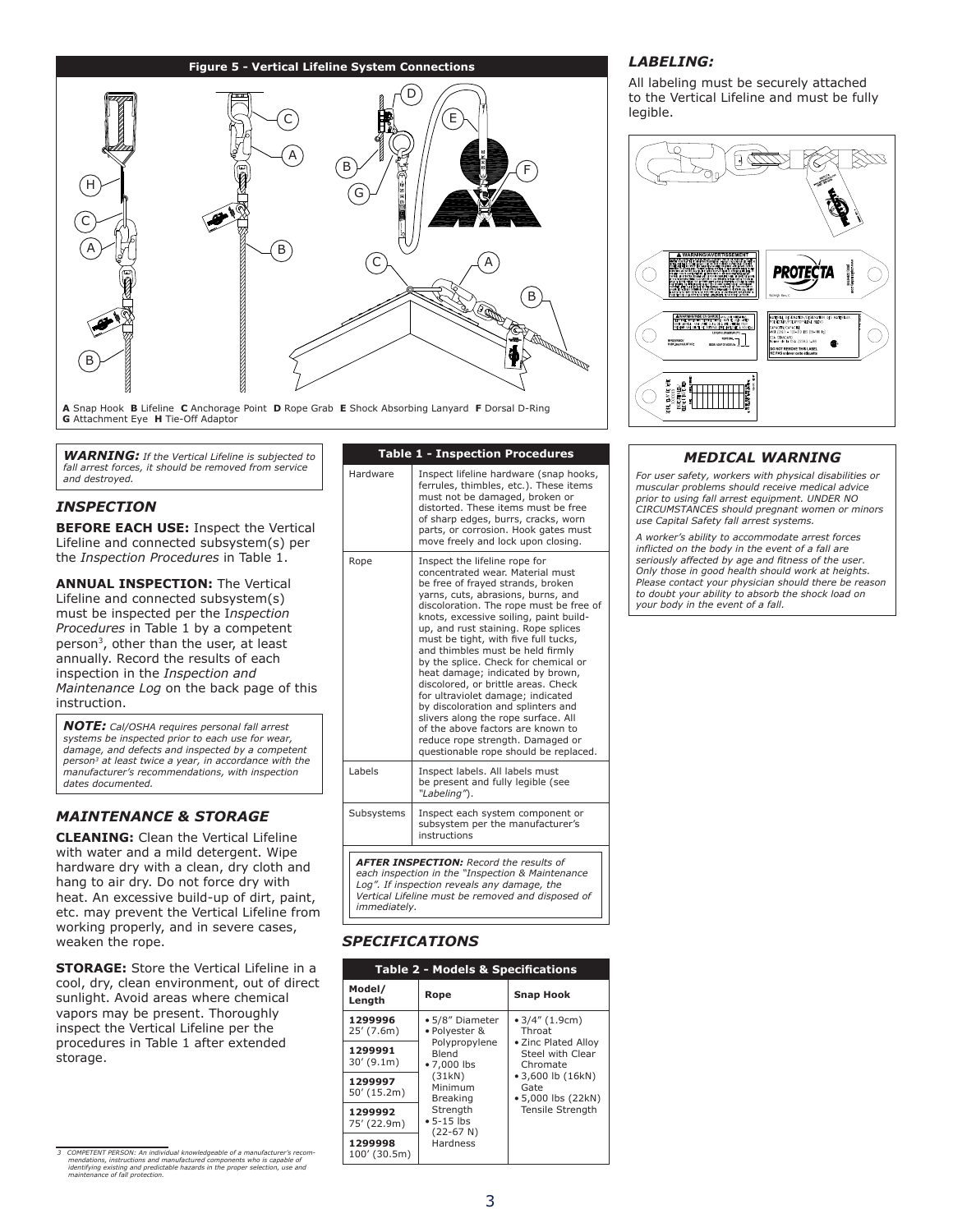**Figure 5 - Vertical Lifeline System Connections**

**A** Snap Hook **B** Lifeline **C** Anchorage Point **D** Rope Grab **E** Shock Absorbing Lanyard **F** Dorsal D-Ring **G** Attachment Eye **H** Tie-Off Adaptor

***WARNING:*** *If the Vertical Lifeline is subjected to fall arrest forces, it should be removed from service and destroyed.*

## *INSPECTION*

**BEFORE EACH USE:** Inspect the Vertical Lifeline and connected subsystem(s) per the *Inspection Procedures* in Table 1.

**ANNUAL INSPECTION:** The Vertical Lifeline and connected subsystem(s) must be inspected per the *Inspection Procedures* in Table 1 by a competent person[3], other than the user, at least annually. Record the results of each inspection in the *Inspection and Maintenance Log* on the back page of this instruction.

***NOTE:*** *Cal/OSHA requires personal fall arrest systems be inspected prior to each use for wear, damage, and defects and inspected by a competent person[3] at least twice a year, in accordance with the manufacturer's recommendations, with inspection dates documented.*

## *MAINTENANCE & STORAGE*

**CLEANING:** Clean the Vertical Lifeline with water and a mild detergent. Wipe hardware dry with a clean, dry cloth and hang to air dry. Do not force dry with heat. An excessive build-up of dirt, paint, etc. may prevent the Vertical Lifeline from working properly, and in severe cases, weaken the rope.

**STORAGE:** Store the Vertical Lifeline in a cool, dry, clean environment, out of direct sunlight. Avoid areas where chemical vapors may be present. Thoroughly inspect the Vertical Lifeline per the procedures in Table 1 after extended storage.

**Table 1 - Inspection Procedures**

| | |
|---|---|
| Hardware | Inspect lifeline hardware (snap hooks, ferrules, thimbles, etc.). These items must not be damaged, broken or distorted. These items must be free of sharp edges, burrs, cracks, worn parts, or corrosion. Hook gates must move freely and lock upon closing. |
| Rope | Inspect the lifeline rope for concentrated wear. Material must be free of frayed strands, broken yarns, cuts, abrasions, burns, and discoloration. The rope must be free of knots, excessive soiling, paint build-up, and rust staining. Rope splices must be tight, with five full tucks, and thimbles must be held firmly by the splice. Check for chemical or heat damage; indicated by brown, discolored, or brittle areas. Check for ultraviolet damage; indicated by discoloration and splinters and slivers along the rope surface. All of the above factors are known to reduce rope strength. Damaged or questionable rope should be replaced. |
| Labels | Inspect labels. All labels must be present and fully legible (see *"Labeling"*). |
| Subsystems | Inspect each system component or subsystem per the manufacturer's instructions |

***AFTER INSPECTION:*** *Record the results of each inspection in the "Inspection & Maintenance Log". If inspection reveals any damage, the Vertical Lifeline must be removed and disposed of immediately.*

## *SPECIFICATIONS*

**Table 2 - Models & Specifications**

| Model/ Length | Rope | Snap Hook |
|---|---|---|
| **1299996** 25' (7.6m) | • 5/8" Diameter<br>• Polyester & Polypropylene Blend<br>• 7,000 lbs (31kN) Minimum Breaking Strength<br>• 5-15 lbs (22-67 N) Hardness | • 3/4" (1.9cm) Throat<br>• Zinc Plated Alloy Steel with Clear Chromate<br>• 3,600 lb (16kN) Gate<br>• 5,000 lbs (22kN) Tensile Strength |
| **1299991** 30' (9.1m) | | |
| **1299997** 50' (15.2m) | | |
| **1299992** 75' (22.9m) | | |
| **1299998** 100' (30.5m) | | |

## *LABELING:*

All labeling must be securely attached to the Vertical Lifeline and must be fully legible.

## *MEDICAL WARNING*

*For user safety, workers with physical disabilities or muscular problems should receive medical advice prior to using fall arrest equipment. UNDER NO CIRCUMSTANCES should pregnant women or minors use Capital Safety fall arrest systems.*

*A worker's ability to accommodate arrest forces inflicted on the body in the event of a fall are seriously affected by age and fitness of the user. Only those in good health should work at heights. Please contact your physician should there be reason to doubt your ability to absorb the shock load on your body in the event of a fall.*

---

[3] *COMPETENT PERSON: An individual knowledgeable of a manufacturer's recommendations, instructions and manufactured components who is capable of identifying existing and predictable hazards in the proper selection, use and maintenance of fall protection.*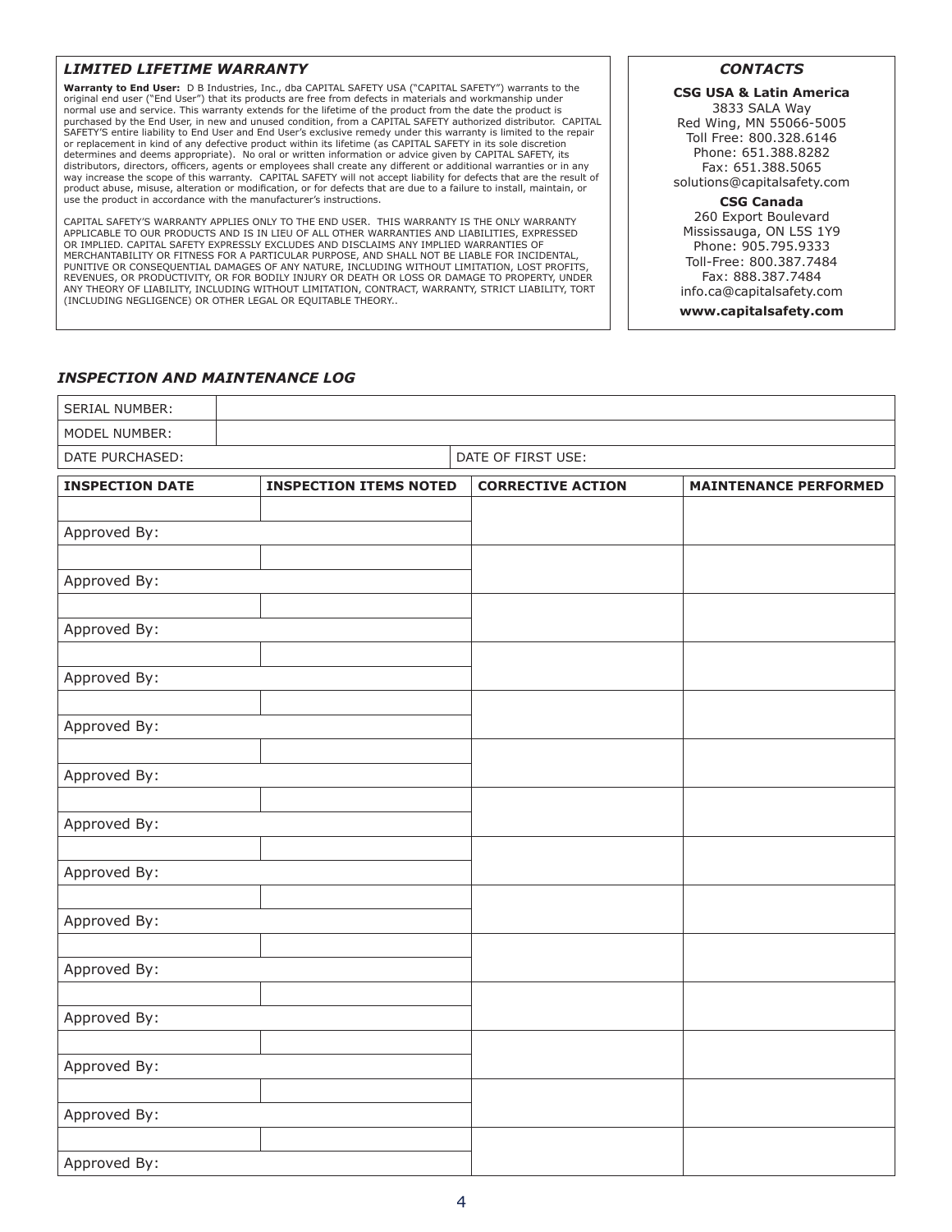### *LIMITED LIFETIME WARRANTY*

**Warranty to End User:** D B Industries, Inc., dba CAPITAL SAFETY USA ("CAPITAL SAFETY") warrants to the original end user ("End User") that its products are free from defects in materials and workmanship under normal use and service. This warranty extends for the lifetime of the product from the date the product is purchased by the End User, in new and unused condition, from a CAPITAL SAFETY authorized distributor. CAPITAL SAFETY'S entire liability to End User and End User's exclusive remedy under this warranty is limited to the repair or replacement in kind of any defective product within its lifetime (as CAPITAL SAFETY in its sole discretion determines and deems appropriate). No oral or written information or advice given by CAPITAL SAFETY, its distributors, directors, officers, agents or employees shall create any different or additional warranties or in any way increase the scope of this warranty. CAPITAL SAFETY will not accept liability for defects that are the result of product abuse, misuse, alteration or modification, or for defects that are due to a failure to install, maintain, or use the product in accordance with the manufacturer's instructions.

CAPITAL SAFETY'S WARRANTY APPLIES ONLY TO THE END USER. THIS WARRANTY IS THE ONLY WARRANTY APPLICABLE TO OUR PRODUCTS AND IS IN LIEU OF ALL OTHER WARRANTIES AND LIABILITIES, EXPRESSED OR IMPLIED. CAPITAL SAFETY EXPRESSLY EXCLUDES AND DISCLAIMS ANY IMPLIED WARRANTIES OF MERCHANTABILITY OR FITNESS FOR A PARTICULAR PURPOSE, AND SHALL NOT BE LIABLE FOR INCIDENTAL, PUNITIVE OR CONSEQUENTIAL DAMAGES OF ANY NATURE, INCLUDING WITHOUT LIMITATION, LOST PROFITS, REVENUES, OR PRODUCTIVITY, OR FOR BODILY INJURY OR DEATH OR LOSS OR DAMAGE TO PROPERTY, UNDER ANY THEORY OF LIABILITY, INCLUDING WITHOUT LIMITATION, CONTRACT, WARRANTY, STRICT LIABILITY, TORT (INCLUDING NEGLIGENCE) OR OTHER LEGAL OR EQUITABLE THEORY..

### *CONTACTS*

**CSG USA & Latin America**
3833 SALA Way
Red Wing, MN 55066-5005
Toll Free: 800.328.6146
Phone: 651.388.8282
Fax: 651.388.5065
solutions@capitalsafety.com

**CSG Canada**
260 Export Boulevard
Mississauga, ON L5S 1Y9
Phone: 905.795.9333
Toll-Free: 800.387.7484
Fax: 888.387.7484
info.ca@capitalsafety.com

**www.capitalsafety.com**

### *INSPECTION AND MAINTENANCE LOG*

| | |
|---|---|
| SERIAL NUMBER: | |
| MODEL NUMBER: | |
| DATE PURCHASED: | DATE OF FIRST USE: |

| INSPECTION DATE | INSPECTION ITEMS NOTED | CORRECTIVE ACTION | MAINTENANCE PERFORMED |
|---|---|---|---|
| | | | |
| Approved By: | | | |
| | | | |
| Approved By: | | | |
| | | | |
| Approved By: | | | |
| | | | |
| Approved By: | | | |
| | | | |
| Approved By: | | | |
| | | | |
| Approved By: | | | |
| | | | |
| Approved By: | | | |
| | | | |
| Approved By: | | | |
| | | | |
| Approved By: | | | |
| | | | |
| Approved By: | | | |
| | | | |
| Approved By: | | | |
| | | | |
| Approved By: | | | |
| | | | |
| Approved By: | | | |
| | | | |
| Approved By: | | | |